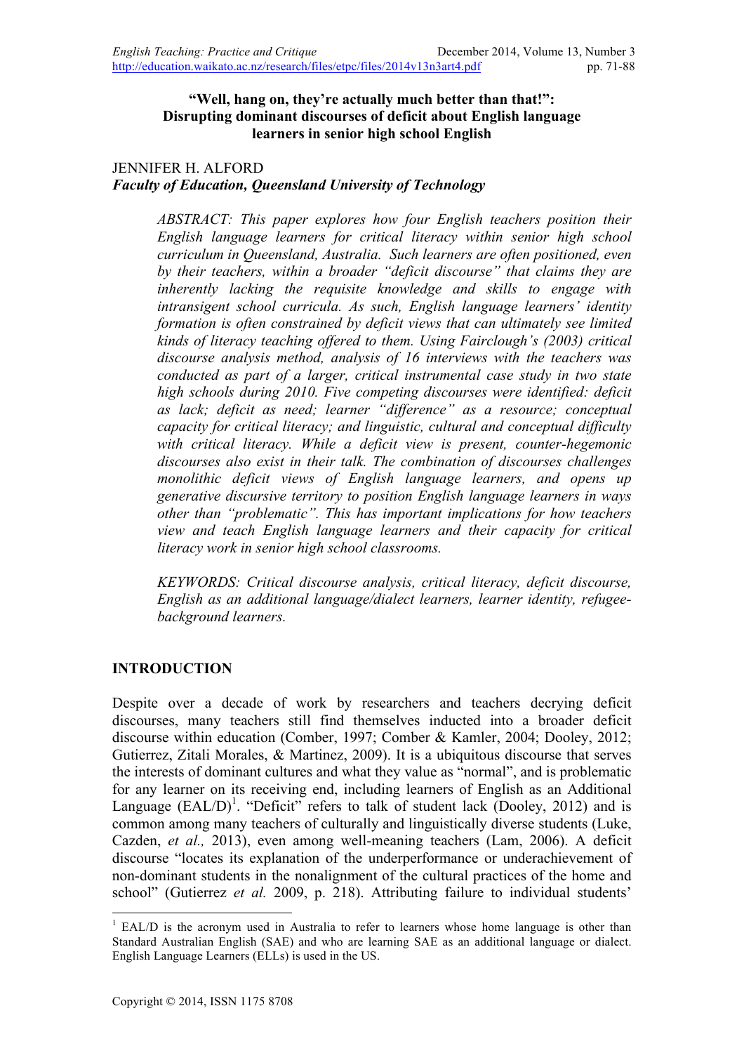# "Well, hang on, they're actually much better than that!": Disrupting dominant discourses of deficit about English language learners in senior high school English

JENNIFER H. ALFORD
*Faculty of Education, Queensland University of Technology*

> *ABSTRACT: This paper explores how four English teachers position their English language learners for critical literacy within senior high school curriculum in Queensland, Australia. Such learners are often positioned, even by their teachers, within a broader "deficit discourse" that claims they are inherently lacking the requisite knowledge and skills to engage with intransigent school curricula. As such, English language learners' identity formation is often constrained by deficit views that can ultimately see limited kinds of literacy teaching offered to them. Using Fairclough's (2003) critical discourse analysis method, analysis of 16 interviews with the teachers was conducted as part of a larger, critical instrumental case study in two state high schools during 2010. Five competing discourses were identified: deficit as lack; deficit as need; learner "difference" as a resource; conceptual capacity for critical literacy; and linguistic, cultural and conceptual difficulty with critical literacy. While a deficit view is present, counter-hegemonic discourses also exist in their talk. The combination of discourses challenges monolithic deficit views of English language learners, and opens up generative discursive territory to position English language learners in ways other than "problematic". This has important implications for how teachers view and teach English language learners and their capacity for critical literacy work in senior high school classrooms.*
>
> *KEYWORDS: Critical discourse analysis, critical literacy, deficit discourse, English as an additional language/dialect learners, learner identity, refugee-background learners.*

## INTRODUCTION

Despite over a decade of work by researchers and teachers decrying deficit discourses, many teachers still find themselves inducted into a broader deficit discourse within education (Comber, 1997; Comber & Kamler, 2004; Dooley, 2012; Gutierrez, Zitali Morales, & Martinez, 2009). It is a ubiquitous discourse that serves the interests of dominant cultures and what they value as "normal", and is problematic for any learner on its receiving end, including learners of English as an Additional Language (EAL/D)[1]. "Deficit" refers to talk of student lack (Dooley, 2012) and is common among many teachers of culturally and linguistically diverse students (Luke, Cazden, *et al.,* 2013), even among well-meaning teachers (Lam, 2006). A deficit discourse "locates its explanation of the underperformance or underachievement of non-dominant students in the nonalignment of the cultural practices of the home and school" (Gutierrez *et al.* 2009, p. 218). Attributing failure to individual students'

[1] EAL/D is the acronym used in Australia to refer to learners whose home language is other than Standard Australian English (SAE) and who are learning SAE as an additional language or dialect. English Language Learners (ELLs) is used in the US.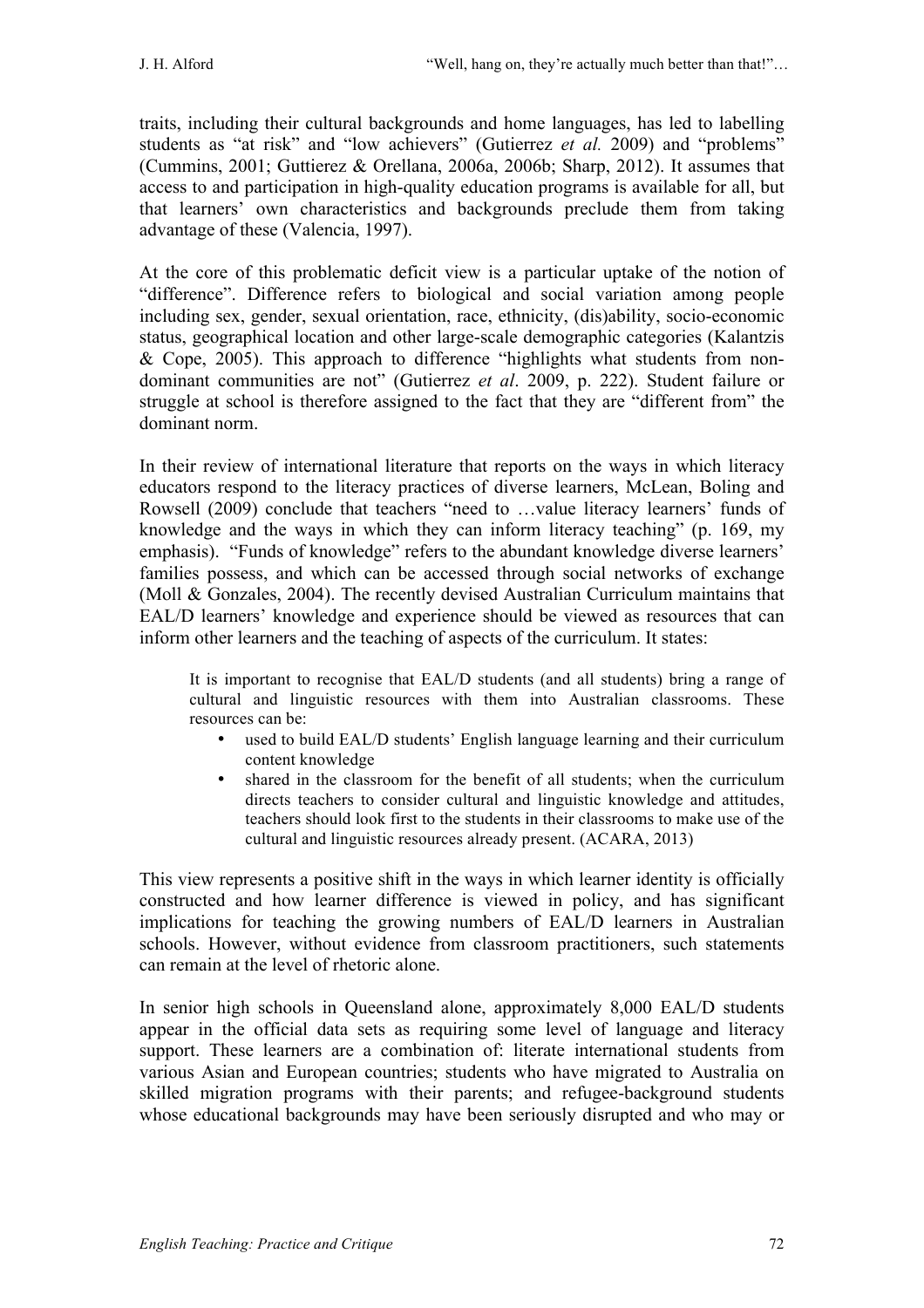traits, including their cultural backgrounds and home languages, has led to labelling students as "at risk" and "low achievers" (Gutierrez *et al.* 2009) and "problems" (Cummins, 2001; Guttierez & Orellana, 2006a, 2006b; Sharp, 2012). It assumes that access to and participation in high-quality education programs is available for all, but that learners' own characteristics and backgrounds preclude them from taking advantage of these (Valencia, 1997).

At the core of this problematic deficit view is a particular uptake of the notion of "difference". Difference refers to biological and social variation among people including sex, gender, sexual orientation, race, ethnicity, (dis)ability, socio-economic status, geographical location and other large-scale demographic categories (Kalantzis & Cope, 2005). This approach to difference "highlights what students from non-dominant communities are not" (Gutierrez *et al*. 2009, p. 222). Student failure or struggle at school is therefore assigned to the fact that they are "different from" the dominant norm.

In their review of international literature that reports on the ways in which literacy educators respond to the literacy practices of diverse learners, McLean, Boling and Rowsell (2009) conclude that teachers "need to …value literacy learners' funds of knowledge and the ways in which they can inform literacy teaching" (p. 169, my emphasis). "Funds of knowledge" refers to the abundant knowledge diverse learners' families possess, and which can be accessed through social networks of exchange (Moll & Gonzales, 2004). The recently devised Australian Curriculum maintains that EAL/D learners' knowledge and experience should be viewed as resources that can inform other learners and the teaching of aspects of the curriculum. It states:

> It is important to recognise that EAL/D students (and all students) bring a range of cultural and linguistic resources with them into Australian classrooms. These resources can be:
>
> - used to build EAL/D students' English language learning and their curriculum content knowledge
> - shared in the classroom for the benefit of all students; when the curriculum directs teachers to consider cultural and linguistic knowledge and attitudes, teachers should look first to the students in their classrooms to make use of the cultural and linguistic resources already present. (ACARA, 2013)

This view represents a positive shift in the ways in which learner identity is officially constructed and how learner difference is viewed in policy, and has significant implications for teaching the growing numbers of EAL/D learners in Australian schools. However, without evidence from classroom practitioners, such statements can remain at the level of rhetoric alone.

In senior high schools in Queensland alone, approximately 8,000 EAL/D students appear in the official data sets as requiring some level of language and literacy support. These learners are a combination of: literate international students from various Asian and European countries; students who have migrated to Australia on skilled migration programs with their parents; and refugee-background students whose educational backgrounds may have been seriously disrupted and who may or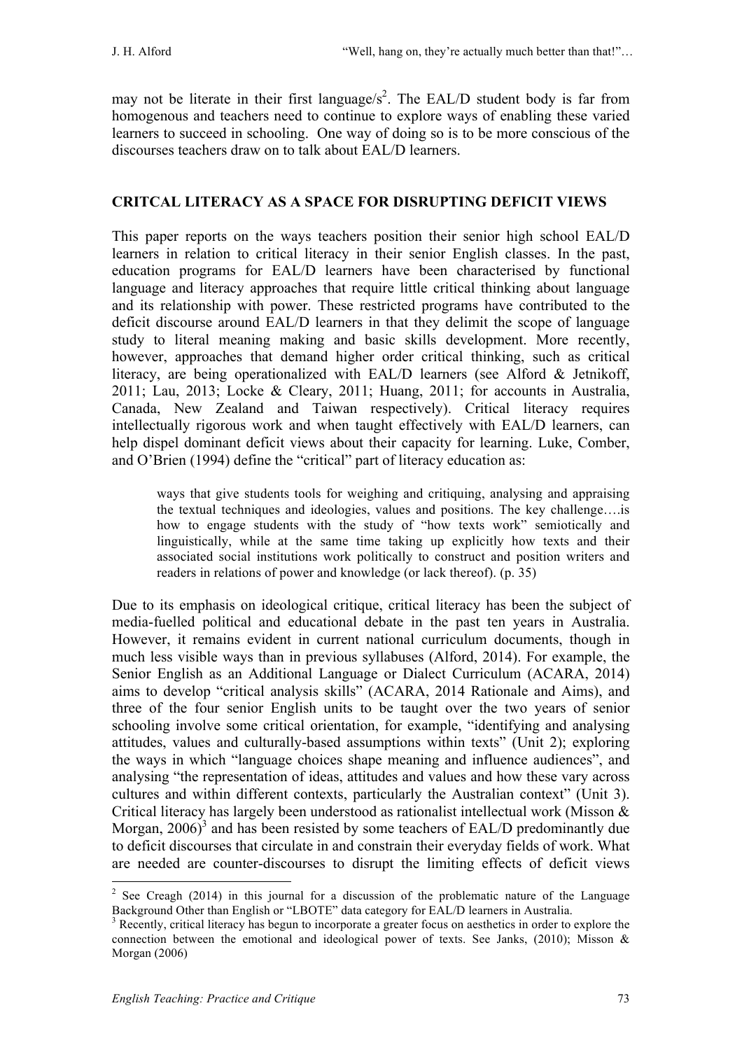may not be literate in their first language/s[2]. The EAL/D student body is far from homogenous and teachers need to continue to explore ways of enabling these varied learners to succeed in schooling. One way of doing so is to be more conscious of the discourses teachers draw on to talk about EAL/D learners.

## CRITCAL LITERACY AS A SPACE FOR DISRUPTING DEFICIT VIEWS

This paper reports on the ways teachers position their senior high school EAL/D learners in relation to critical literacy in their senior English classes. In the past, education programs for EAL/D learners have been characterised by functional language and literacy approaches that require little critical thinking about language and its relationship with power. These restricted programs have contributed to the deficit discourse around EAL/D learners in that they delimit the scope of language study to literal meaning making and basic skills development. More recently, however, approaches that demand higher order critical thinking, such as critical literacy, are being operationalized with EAL/D learners (see Alford & Jetnikoff, 2011; Lau, 2013; Locke & Cleary, 2011; Huang, 2011; for accounts in Australia, Canada, New Zealand and Taiwan respectively). Critical literacy requires intellectually rigorous work and when taught effectively with EAL/D learners, can help dispel dominant deficit views about their capacity for learning. Luke, Comber, and O'Brien (1994) define the "critical" part of literacy education as:

> ways that give students tools for weighing and critiquing, analysing and appraising the textual techniques and ideologies, values and positions. The key challenge….is how to engage students with the study of "how texts work" semiotically and linguistically, while at the same time taking up explicitly how texts and their associated social institutions work politically to construct and position writers and readers in relations of power and knowledge (or lack thereof). (p. 35)

Due to its emphasis on ideological critique, critical literacy has been the subject of media-fuelled political and educational debate in the past ten years in Australia. However, it remains evident in current national curriculum documents, though in much less visible ways than in previous syllabuses (Alford, 2014). For example, the Senior English as an Additional Language or Dialect Curriculum (ACARA, 2014) aims to develop "critical analysis skills" (ACARA, 2014 Rationale and Aims), and three of the four senior English units to be taught over the two years of senior schooling involve some critical orientation, for example, "identifying and analysing attitudes, values and culturally-based assumptions within texts" (Unit 2); exploring the ways in which "language choices shape meaning and influence audiences", and analysing "the representation of ideas, attitudes and values and how these vary across cultures and within different contexts, particularly the Australian context" (Unit 3). Critical literacy has largely been understood as rationalist intellectual work (Misson & Morgan, 2006)[3] and has been resisted by some teachers of EAL/D predominantly due to deficit discourses that circulate in and constrain their everyday fields of work. What are needed are counter-discourses to disrupt the limiting effects of deficit views

---

[2] See Creagh (2014) in this journal for a discussion of the problematic nature of the Language Background Other than English or "LBOTE" data category for EAL/D learners in Australia.

[3] Recently, critical literacy has begun to incorporate a greater focus on aesthetics in order to explore the connection between the emotional and ideological power of texts. See Janks, (2010); Misson & Morgan (2006)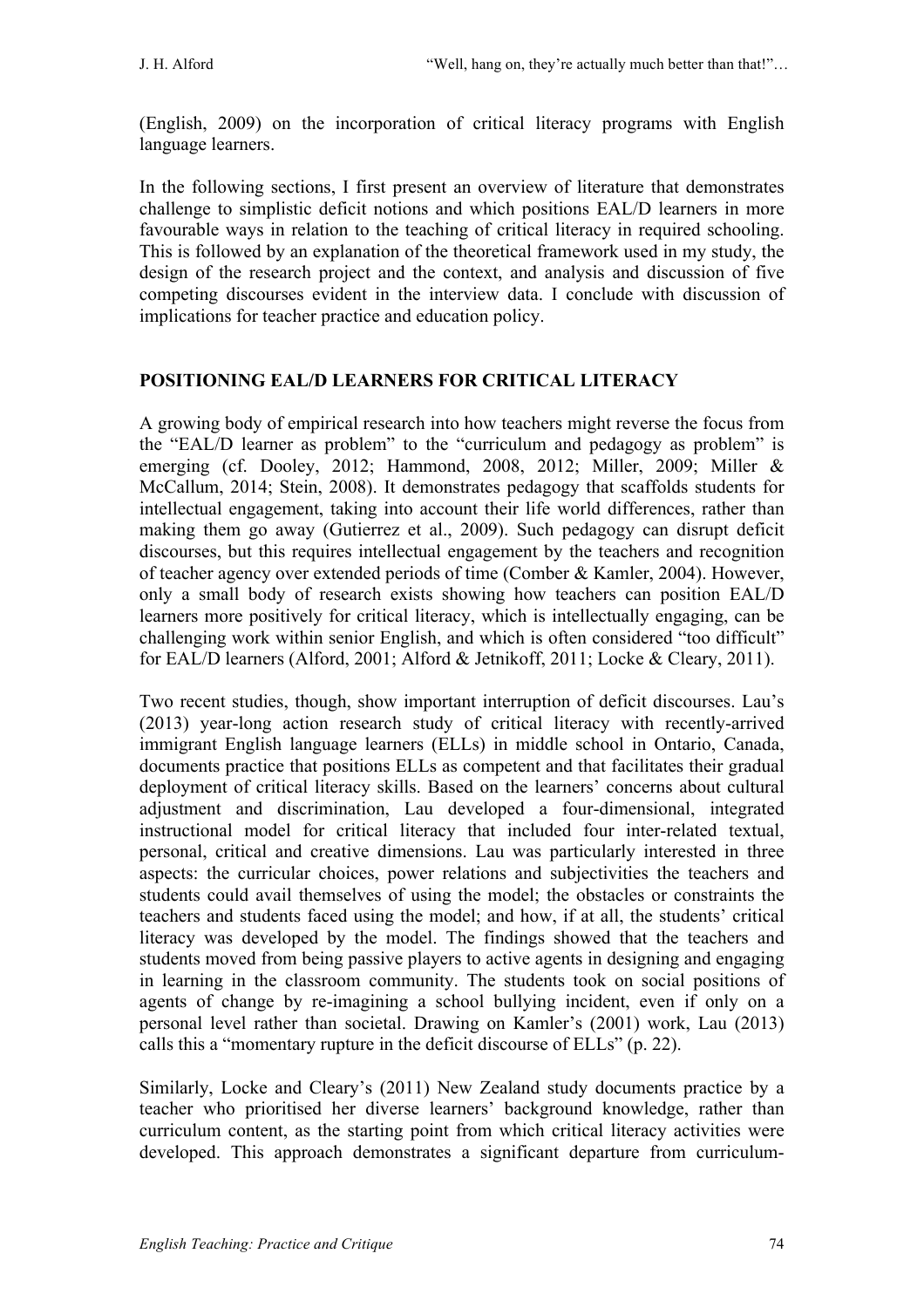(English, 2009) on the incorporation of critical literacy programs with English language learners.

In the following sections, I first present an overview of literature that demonstrates challenge to simplistic deficit notions and which positions EAL/D learners in more favourable ways in relation to the teaching of critical literacy in required schooling. This is followed by an explanation of the theoretical framework used in my study, the design of the research project and the context, and analysis and discussion of five competing discourses evident in the interview data. I conclude with discussion of implications for teacher practice and education policy.

## POSITIONING EAL/D LEARNERS FOR CRITICAL LITERACY

A growing body of empirical research into how teachers might reverse the focus from the "EAL/D learner as problem" to the "curriculum and pedagogy as problem" is emerging (cf. Dooley, 2012; Hammond, 2008, 2012; Miller, 2009; Miller & McCallum, 2014; Stein, 2008). It demonstrates pedagogy that scaffolds students for intellectual engagement, taking into account their life world differences, rather than making them go away (Gutierrez et al., 2009). Such pedagogy can disrupt deficit discourses, but this requires intellectual engagement by the teachers and recognition of teacher agency over extended periods of time (Comber & Kamler, 2004). However, only a small body of research exists showing how teachers can position EAL/D learners more positively for critical literacy, which is intellectually engaging, can be challenging work within senior English, and which is often considered "too difficult" for EAL/D learners (Alford, 2001; Alford & Jetnikoff, 2011; Locke & Cleary, 2011).

Two recent studies, though, show important interruption of deficit discourses. Lau's (2013) year-long action research study of critical literacy with recently-arrived immigrant English language learners (ELLs) in middle school in Ontario, Canada, documents practice that positions ELLs as competent and that facilitates their gradual deployment of critical literacy skills. Based on the learners' concerns about cultural adjustment and discrimination, Lau developed a four-dimensional, integrated instructional model for critical literacy that included four inter-related textual, personal, critical and creative dimensions. Lau was particularly interested in three aspects: the curricular choices, power relations and subjectivities the teachers and students could avail themselves of using the model; the obstacles or constraints the teachers and students faced using the model; and how, if at all, the students' critical literacy was developed by the model. The findings showed that the teachers and students moved from being passive players to active agents in designing and engaging in learning in the classroom community. The students took on social positions of agents of change by re-imagining a school bullying incident, even if only on a personal level rather than societal. Drawing on Kamler's (2001) work, Lau (2013) calls this a "momentary rupture in the deficit discourse of ELLs" (p. 22).

Similarly, Locke and Cleary's (2011) New Zealand study documents practice by a teacher who prioritised her diverse learners' background knowledge, rather than curriculum content, as the starting point from which critical literacy activities were developed. This approach demonstrates a significant departure from curriculum-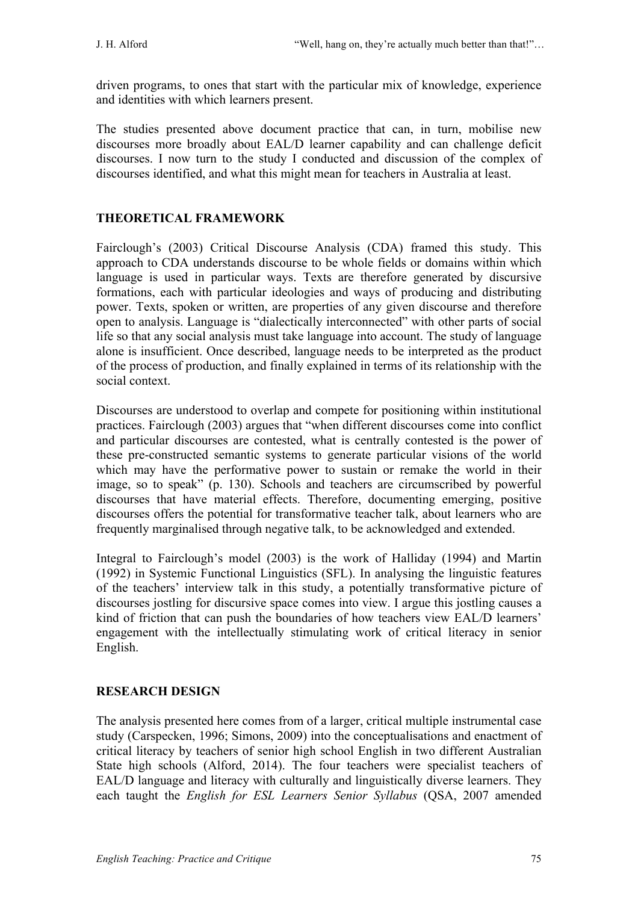driven programs, to ones that start with the particular mix of knowledge, experience and identities with which learners present.

The studies presented above document practice that can, in turn, mobilise new discourses more broadly about EAL/D learner capability and can challenge deficit discourses. I now turn to the study I conducted and discussion of the complex of discourses identified, and what this might mean for teachers in Australia at least.

## THEORETICAL FRAMEWORK

Fairclough's (2003) Critical Discourse Analysis (CDA) framed this study. This approach to CDA understands discourse to be whole fields or domains within which language is used in particular ways. Texts are therefore generated by discursive formations, each with particular ideologies and ways of producing and distributing power. Texts, spoken or written, are properties of any given discourse and therefore open to analysis. Language is "dialectically interconnected" with other parts of social life so that any social analysis must take language into account. The study of language alone is insufficient. Once described, language needs to be interpreted as the product of the process of production, and finally explained in terms of its relationship with the social context.

Discourses are understood to overlap and compete for positioning within institutional practices. Fairclough (2003) argues that "when different discourses come into conflict and particular discourses are contested, what is centrally contested is the power of these pre-constructed semantic systems to generate particular visions of the world which may have the performative power to sustain or remake the world in their image, so to speak" (p. 130). Schools and teachers are circumscribed by powerful discourses that have material effects. Therefore, documenting emerging, positive discourses offers the potential for transformative teacher talk, about learners who are frequently marginalised through negative talk, to be acknowledged and extended.

Integral to Fairclough's model (2003) is the work of Halliday (1994) and Martin (1992) in Systemic Functional Linguistics (SFL). In analysing the linguistic features of the teachers' interview talk in this study, a potentially transformative picture of discourses jostling for discursive space comes into view. I argue this jostling causes a kind of friction that can push the boundaries of how teachers view EAL/D learners' engagement with the intellectually stimulating work of critical literacy in senior English.

## RESEARCH DESIGN

The analysis presented here comes from of a larger, critical multiple instrumental case study (Carspecken, 1996; Simons, 2009) into the conceptualisations and enactment of critical literacy by teachers of senior high school English in two different Australian State high schools (Alford, 2014). The four teachers were specialist teachers of EAL/D language and literacy with culturally and linguistically diverse learners. They each taught the *English for ESL Learners Senior Syllabus* (QSA, 2007 amended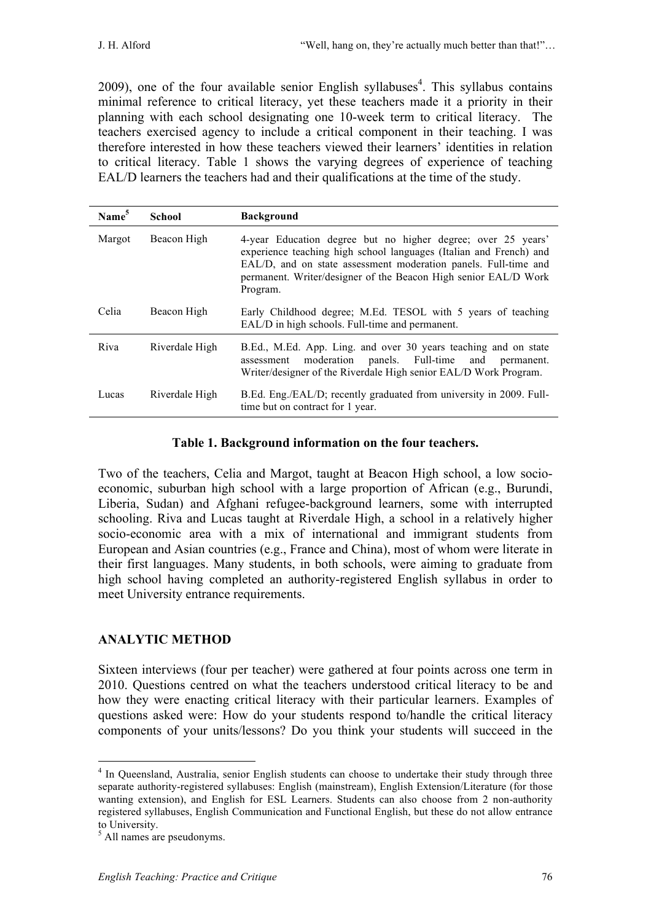2009), one of the four available senior English syllabuses[4]. This syllabus contains minimal reference to critical literacy, yet these teachers made it a priority in their planning with each school designating one 10-week term to critical literacy. The teachers exercised agency to include a critical component in their teaching. I was therefore interested in how these teachers viewed their learners' identities in relation to critical literacy. Table 1 shows the varying degrees of experience of teaching EAL/D learners the teachers had and their qualifications at the time of the study.

| Name[5] | School | Background |
|---|---|---|
| Margot | Beacon High | 4-year Education degree but no higher degree; over 25 years' experience teaching high school languages (Italian and French) and EAL/D, and on state assessment moderation panels. Full-time and permanent. Writer/designer of the Beacon High senior EAL/D Work Program. |
| Celia | Beacon High | Early Childhood degree; M.Ed. TESOL with 5 years of teaching EAL/D in high schools. Full-time and permanent. |
| Riva | Riverdale High | B.Ed., M.Ed. App. Ling. and over 30 years teaching and on state assessment moderation panels. Full-time and permanent. Writer/designer of the Riverdale High senior EAL/D Work Program. |
| Lucas | Riverdale High | B.Ed. Eng./EAL/D; recently graduated from university in 2009. Full-time but on contract for 1 year. |

**Table 1. Background information on the four teachers.**

Two of the teachers, Celia and Margot, taught at Beacon High school, a low socio-economic, suburban high school with a large proportion of African (e.g., Burundi, Liberia, Sudan) and Afghani refugee-background learners, some with interrupted schooling. Riva and Lucas taught at Riverdale High, a school in a relatively higher socio-economic area with a mix of international and immigrant students from European and Asian countries (e.g., France and China), most of whom were literate in their first languages. Many students, in both schools, were aiming to graduate from high school having completed an authority-registered English syllabus in order to meet University entrance requirements.

## ANALYTIC METHOD

Sixteen interviews (four per teacher) were gathered at four points across one term in 2010. Questions centred on what the teachers understood critical literacy to be and how they were enacting critical literacy with their particular learners. Examples of questions asked were: How do your students respond to/handle the critical literacy components of your units/lessons? Do you think your students will succeed in the

---

[4] In Queensland, Australia, senior English students can choose to undertake their study through three separate authority-registered syllabuses: English (mainstream), English Extension/Literature (for those wanting extension), and English for ESL Learners. Students can also choose from 2 non-authority registered syllabuses, English Communication and Functional English, but these do not allow entrance to University.

[5] All names are pseudonyms.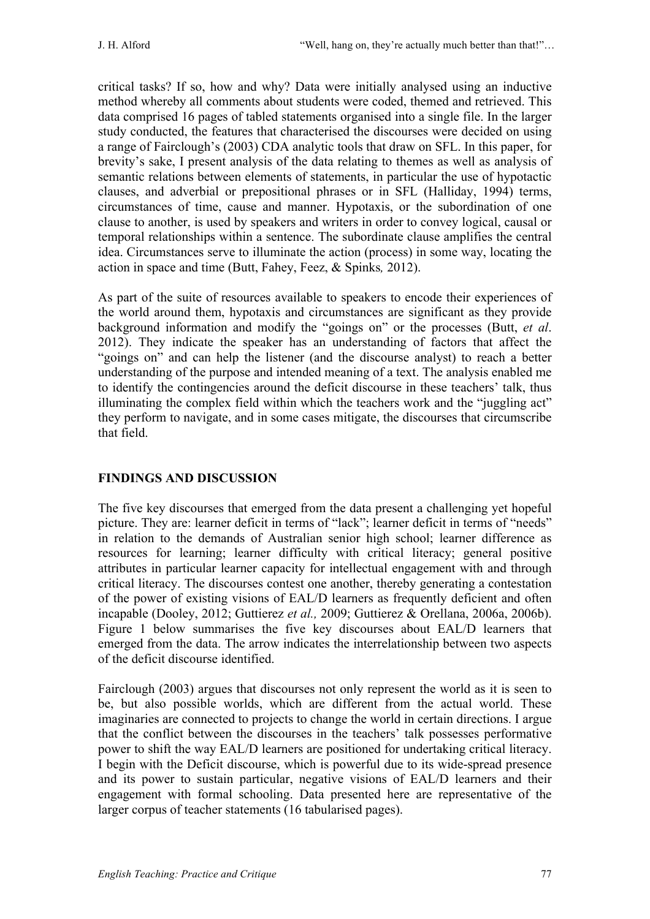critical tasks? If so, how and why? Data were initially analysed using an inductive method whereby all comments about students were coded, themed and retrieved. This data comprised 16 pages of tabled statements organised into a single file. In the larger study conducted, the features that characterised the discourses were decided on using a range of Fairclough's (2003) CDA analytic tools that draw on SFL. In this paper, for brevity's sake, I present analysis of the data relating to themes as well as analysis of semantic relations between elements of statements, in particular the use of hypotactic clauses, and adverbial or prepositional phrases or in SFL (Halliday, 1994) terms, circumstances of time, cause and manner. Hypotaxis, or the subordination of one clause to another, is used by speakers and writers in order to convey logical, causal or temporal relationships within a sentence. The subordinate clause amplifies the central idea. Circumstances serve to illuminate the action (process) in some way, locating the action in space and time (Butt, Fahey, Feez, & Spinks*,* 2012).

As part of the suite of resources available to speakers to encode their experiences of the world around them, hypotaxis and circumstances are significant as they provide background information and modify the "goings on" or the processes (Butt, *et al*. 2012). They indicate the speaker has an understanding of factors that affect the "goings on" and can help the listener (and the discourse analyst) to reach a better understanding of the purpose and intended meaning of a text. The analysis enabled me to identify the contingencies around the deficit discourse in these teachers' talk, thus illuminating the complex field within which the teachers work and the "juggling act" they perform to navigate, and in some cases mitigate, the discourses that circumscribe that field.

## FINDINGS AND DISCUSSION

The five key discourses that emerged from the data present a challenging yet hopeful picture. They are: learner deficit in terms of "lack"; learner deficit in terms of "needs" in relation to the demands of Australian senior high school; learner difference as resources for learning; learner difficulty with critical literacy; general positive attributes in particular learner capacity for intellectual engagement with and through critical literacy. The discourses contest one another, thereby generating a contestation of the power of existing visions of EAL/D learners as frequently deficient and often incapable (Dooley, 2012; Guttierez *et al.,* 2009; Guttierez & Orellana, 2006a, 2006b). Figure 1 below summarises the five key discourses about EAL/D learners that emerged from the data. The arrow indicates the interrelationship between two aspects of the deficit discourse identified.

Fairclough (2003) argues that discourses not only represent the world as it is seen to be, but also possible worlds, which are different from the actual world. These imaginaries are connected to projects to change the world in certain directions. I argue that the conflict between the discourses in the teachers' talk possesses performative power to shift the way EAL/D learners are positioned for undertaking critical literacy. I begin with the Deficit discourse, which is powerful due to its wide-spread presence and its power to sustain particular, negative visions of EAL/D learners and their engagement with formal schooling. Data presented here are representative of the larger corpus of teacher statements (16 tabularised pages).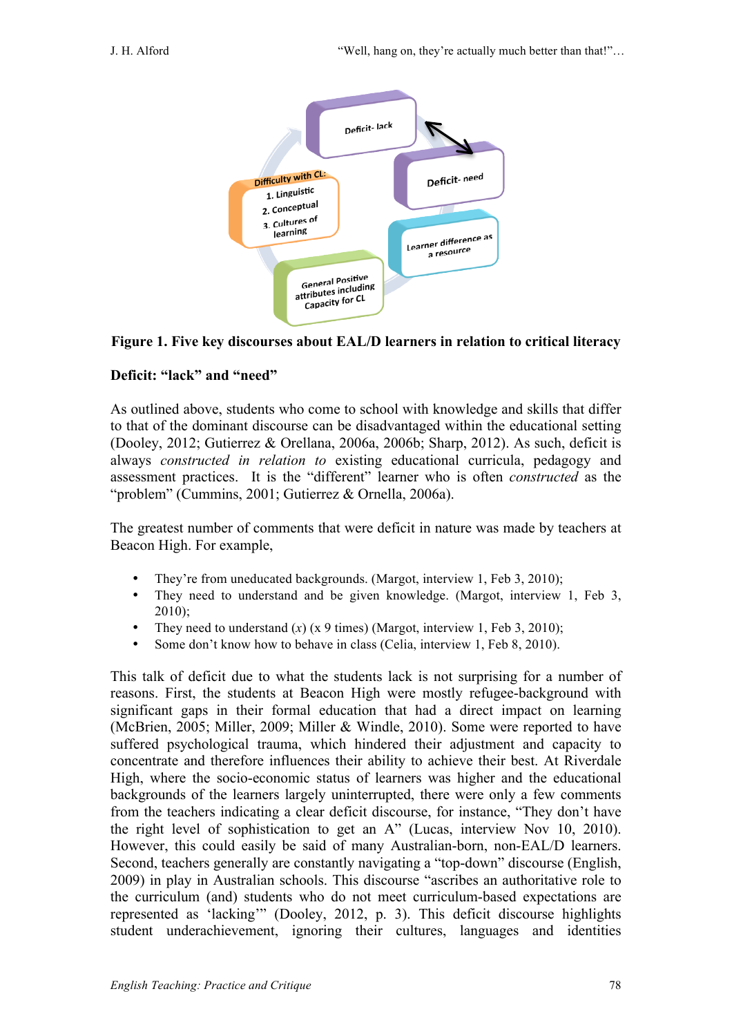**Figure 1. Five key discourses about EAL/D learners in relation to critical literacy**

### Deficit: "lack" and "need"

As outlined above, students who come to school with knowledge and skills that differ to that of the dominant discourse can be disadvantaged within the educational setting (Dooley, 2012; Gutierrez & Orellana, 2006a, 2006b; Sharp, 2012). As such, deficit is always *constructed in relation to* existing educational curricula, pedagogy and assessment practices. It is the "different" learner who is often *constructed* as the "problem" (Cummins, 2001; Gutierrez & Ornella, 2006a).

The greatest number of comments that were deficit in nature was made by teachers at Beacon High. For example,

- They're from uneducated backgrounds. (Margot, interview 1, Feb 3, 2010);
- They need to understand and be given knowledge. (Margot, interview 1, Feb 3, 2010);
- They need to understand (*x*) (x 9 times) (Margot, interview 1, Feb 3, 2010);
- Some don't know how to behave in class (Celia, interview 1, Feb 8, 2010).

This talk of deficit due to what the students lack is not surprising for a number of reasons. First, the students at Beacon High were mostly refugee-background with significant gaps in their formal education that had a direct impact on learning (McBrien, 2005; Miller, 2009; Miller & Windle, 2010). Some were reported to have suffered psychological trauma, which hindered their adjustment and capacity to concentrate and therefore influences their ability to achieve their best. At Riverdale High, where the socio-economic status of learners was higher and the educational backgrounds of the learners largely uninterrupted, there were only a few comments from the teachers indicating a clear deficit discourse, for instance, "They don't have the right level of sophistication to get an A" (Lucas, interview Nov 10, 2010). However, this could easily be said of many Australian-born, non-EAL/D learners. Second, teachers generally are constantly navigating a "top-down" discourse (English, 2009) in play in Australian schools. This discourse "ascribes an authoritative role to the curriculum (and) students who do not meet curriculum-based expectations are represented as 'lacking'" (Dooley, 2012, p. 3). This deficit discourse highlights student underachievement, ignoring their cultures, languages and identities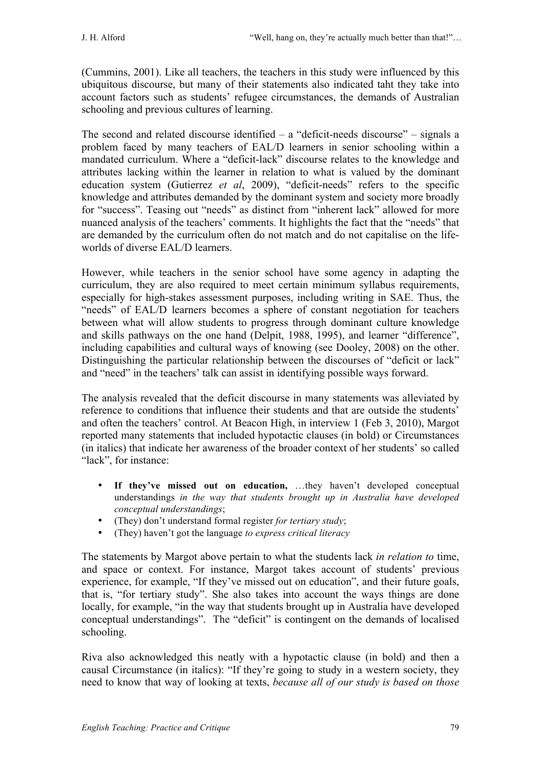(Cummins, 2001). Like all teachers, the teachers in this study were influenced by this ubiquitous discourse, but many of their statements also indicated taht they take into account factors such as students' refugee circumstances, the demands of Australian schooling and previous cultures of learning.

The second and related discourse identified – a "deficit-needs discourse" – signals a problem faced by many teachers of EAL/D learners in senior schooling within a mandated curriculum. Where a "deficit-lack" discourse relates to the knowledge and attributes lacking within the learner in relation to what is valued by the dominant education system (Gutierrez *et al*, 2009), "deficit-needs" refers to the specific knowledge and attributes demanded by the dominant system and society more broadly for "success". Teasing out "needs" as distinct from "inherent lack" allowed for more nuanced analysis of the teachers' comments. It highlights the fact that the "needs" that are demanded by the curriculum often do not match and do not capitalise on the life-worlds of diverse EAL/D learners.

However, while teachers in the senior school have some agency in adapting the curriculum, they are also required to meet certain minimum syllabus requirements, especially for high-stakes assessment purposes, including writing in SAE. Thus, the "needs" of EAL/D learners becomes a sphere of constant negotiation for teachers between what will allow students to progress through dominant culture knowledge and skills pathways on the one hand (Delpit, 1988, 1995), and learner "difference", including capabilities and cultural ways of knowing (see Dooley, 2008) on the other. Distinguishing the particular relationship between the discourses of "deficit or lack" and "need" in the teachers' talk can assist in identifying possible ways forward.

The analysis revealed that the deficit discourse in many statements was alleviated by reference to conditions that influence their students and that are outside the students' and often the teachers' control. At Beacon High, in interview 1 (Feb 3, 2010), Margot reported many statements that included hypotactic clauses (in bold) or Circumstances (in italics) that indicate her awareness of the broader context of her students' so called "lack", for instance:

- **If they've missed out on education,** …they haven't developed conceptual understandings *in the way that students brought up in Australia have developed conceptual understandings*;
- (They) don't understand formal register *for tertiary study*;
- (They) haven't got the language *to express critical literacy*

The statements by Margot above pertain to what the students lack *in relation to* time, and space or context. For instance, Margot takes account of students' previous experience, for example, "If they've missed out on education", and their future goals, that is, "for tertiary study". She also takes into account the ways things are done locally, for example, "in the way that students brought up in Australia have developed conceptual understandings". The "deficit" is contingent on the demands of localised schooling.

Riva also acknowledged this neatly with a hypotactic clause (in bold) and then a causal Circumstance (in italics): "If they're going to study in a western society, they need to know that way of looking at texts, *because all of our study is based on those*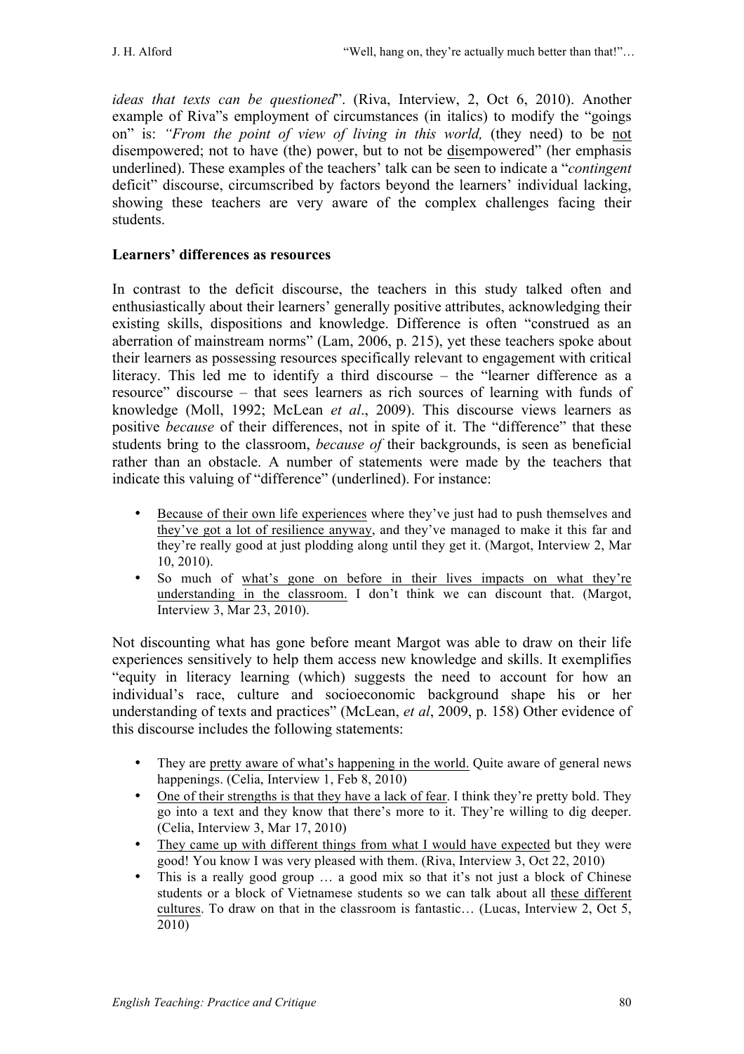*ideas that texts can be questioned*". (Riva, Interview, 2, Oct 6, 2010). Another example of Riva"s employment of circumstances (in italics) to modify the "goings on" is: *"From the point of view of living in this world,* (they need) to be <u>not</u> disempowered; not to have (the) power, but to not be <u>dis</u>empowered" (her emphasis underlined). These examples of the teachers' talk can be seen to indicate a "*contingent* deficit" discourse, circumscribed by factors beyond the learners' individual lacking, showing these teachers are very aware of the complex challenges facing their students.

**Learners' differences as resources**

In contrast to the deficit discourse, the teachers in this study talked often and enthusiastically about their learners' generally positive attributes, acknowledging their existing skills, dispositions and knowledge. Difference is often "construed as an aberration of mainstream norms" (Lam, 2006, p. 215), yet these teachers spoke about their learners as possessing resources specifically relevant to engagement with critical literacy. This led me to identify a third discourse – the "learner difference as a resource" discourse – that sees learners as rich sources of learning with funds of knowledge (Moll, 1992; McLean *et al*., 2009). This discourse views learners as positive *because* of their differences, not in spite of it. The "difference" that these students bring to the classroom, *because of* their backgrounds, is seen as beneficial rather than an obstacle. A number of statements were made by the teachers that indicate this valuing of "difference" (underlined). For instance:

- <u>Because of their own life experiences</u> where they've just had to push themselves and <u>they've got a lot of resilience anyway</u>, and they've managed to make it this far and they're really good at just plodding along until they get it. (Margot, Interview 2, Mar 10, 2010).
- So much of <u>what's gone on before in their lives impacts on what they're understanding in the classroom.</u> I don't think we can discount that. (Margot, Interview 3, Mar 23, 2010).

Not discounting what has gone before meant Margot was able to draw on their life experiences sensitively to help them access new knowledge and skills. It exemplifies "equity in literacy learning (which) suggests the need to account for how an individual's race, culture and socioeconomic background shape his or her understanding of texts and practices" (McLean, *et al*, 2009, p. 158) Other evidence of this discourse includes the following statements:

- They are <u>pretty aware of what's happening in the world.</u> Quite aware of general news happenings. (Celia, Interview 1, Feb 8, 2010)
- <u>One of their strengths is that they have a lack of fear</u>. I think they're pretty bold. They go into a text and they know that there's more to it. They're willing to dig deeper. (Celia, Interview 3, Mar 17, 2010)
- <u>They came up with different things from what I would have expected</u> but they were good! You know I was very pleased with them. (Riva, Interview 3, Oct 22, 2010)
- This is a really good group … a good mix so that it's not just a block of Chinese students or a block of Vietnamese students so we can talk about all <u>these different cultures</u>. To draw on that in the classroom is fantastic… (Lucas, Interview 2, Oct 5, 2010)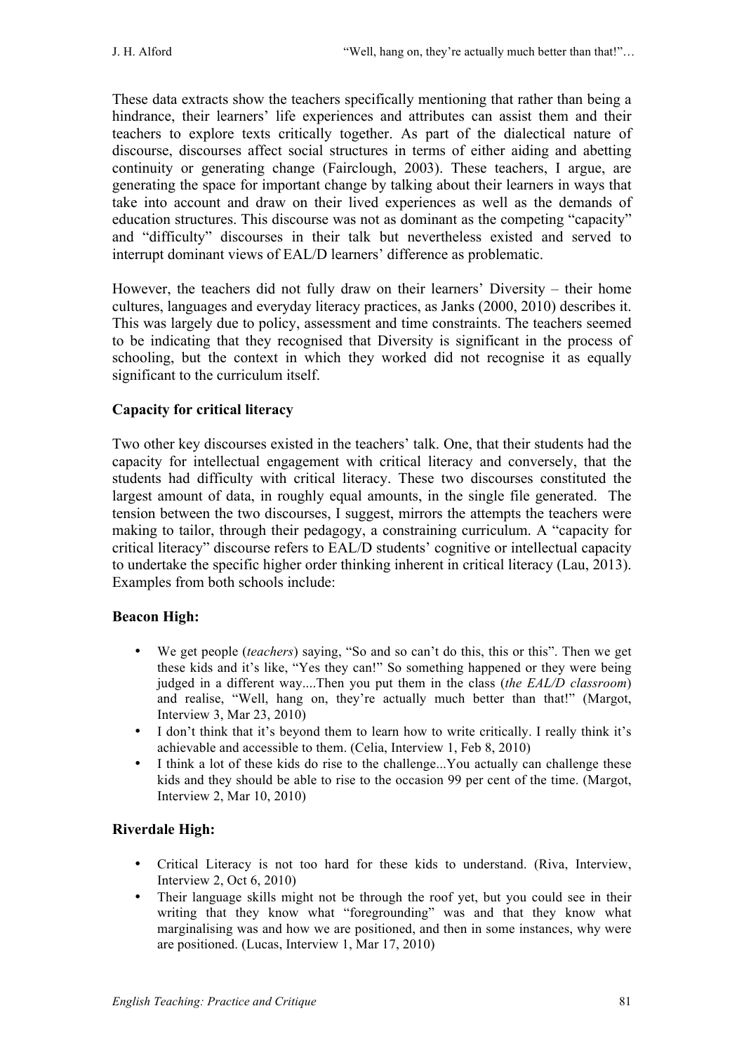These data extracts show the teachers specifically mentioning that rather than being a hindrance, their learners' life experiences and attributes can assist them and their teachers to explore texts critically together. As part of the dialectical nature of discourse, discourses affect social structures in terms of either aiding and abetting continuity or generating change (Fairclough, 2003). These teachers, I argue, are generating the space for important change by talking about their learners in ways that take into account and draw on their lived experiences as well as the demands of education structures. This discourse was not as dominant as the competing "capacity" and "difficulty" discourses in their talk but nevertheless existed and served to interrupt dominant views of EAL/D learners' difference as problematic.

However, the teachers did not fully draw on their learners' Diversity – their home cultures, languages and everyday literacy practices, as Janks (2000, 2010) describes it. This was largely due to policy, assessment and time constraints. The teachers seemed to be indicating that they recognised that Diversity is significant in the process of schooling, but the context in which they worked did not recognise it as equally significant to the curriculum itself.

**Capacity for critical literacy**

Two other key discourses existed in the teachers' talk. One, that their students had the capacity for intellectual engagement with critical literacy and conversely, that the students had difficulty with critical literacy. These two discourses constituted the largest amount of data, in roughly equal amounts, in the single file generated. The tension between the two discourses, I suggest, mirrors the attempts the teachers were making to tailor, through their pedagogy, a constraining curriculum. A "capacity for critical literacy" discourse refers to EAL/D students' cognitive or intellectual capacity to undertake the specific higher order thinking inherent in critical literacy (Lau, 2013). Examples from both schools include:

**Beacon High:**

- We get people (*teachers*) saying, "So and so can't do this, this or this". Then we get these kids and it's like, "Yes they can!" So something happened or they were being judged in a different way....Then you put them in the class (*the EAL/D classroom*) and realise, "Well, hang on, they're actually much better than that!" (Margot, Interview 3, Mar 23, 2010)
- I don't think that it's beyond them to learn how to write critically. I really think it's achievable and accessible to them. (Celia, Interview 1, Feb 8, 2010)
- I think a lot of these kids do rise to the challenge...You actually can challenge these kids and they should be able to rise to the occasion 99 per cent of the time. (Margot, Interview 2, Mar 10, 2010)

**Riverdale High:**

- Critical Literacy is not too hard for these kids to understand. (Riva, Interview, Interview 2, Oct 6, 2010)
- Their language skills might not be through the roof yet, but you could see in their writing that they know what "foregrounding" was and that they know what marginalising was and how we are positioned, and then in some instances, why were are positioned. (Lucas, Interview 1, Mar 17, 2010)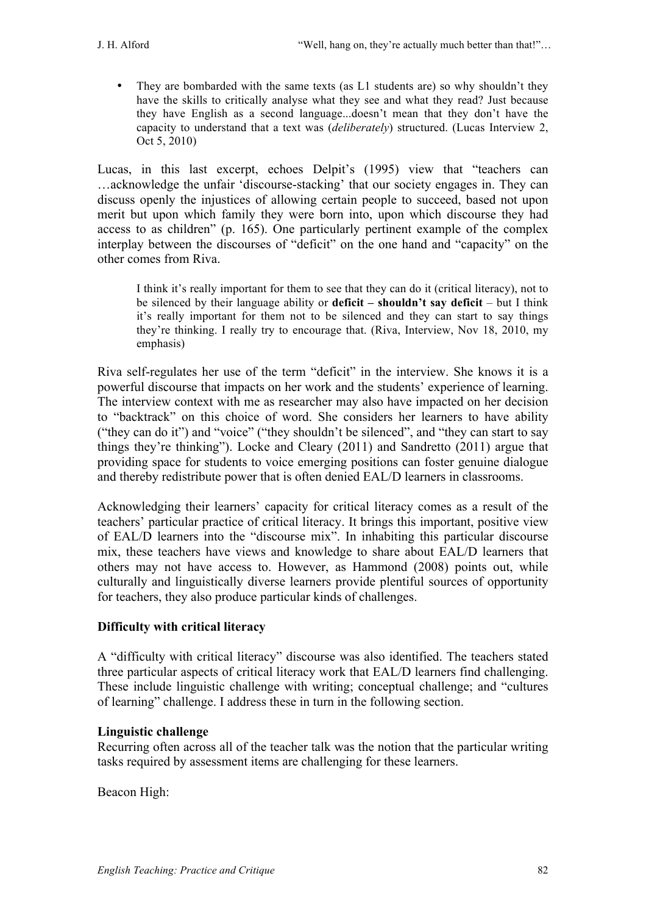- They are bombarded with the same texts (as L1 students are) so why shouldn't they have the skills to critically analyse what they see and what they read? Just because they have English as a second language...doesn't mean that they don't have the capacity to understand that a text was (*deliberately*) structured. (Lucas Interview 2, Oct 5, 2010)

Lucas, in this last excerpt, echoes Delpit's (1995) view that "teachers can …acknowledge the unfair 'discourse-stacking' that our society engages in. They can discuss openly the injustices of allowing certain people to succeed, based not upon merit but upon which family they were born into, upon which discourse they had access to as children" (p. 165). One particularly pertinent example of the complex interplay between the discourses of "deficit" on the one hand and "capacity" on the other comes from Riva.

> I think it's really important for them to see that they can do it (critical literacy), not to be silenced by their language ability or **deficit – shouldn't say deficit** – but I think it's really important for them not to be silenced and they can start to say things they're thinking. I really try to encourage that. (Riva, Interview, Nov 18, 2010, my emphasis)

Riva self-regulates her use of the term "deficit" in the interview. She knows it is a powerful discourse that impacts on her work and the students' experience of learning. The interview context with me as researcher may also have impacted on her decision to "backtrack" on this choice of word. She considers her learners to have ability ("they can do it") and "voice" ("they shouldn't be silenced", and "they can start to say things they're thinking"). Locke and Cleary (2011) and Sandretto (2011) argue that providing space for students to voice emerging positions can foster genuine dialogue and thereby redistribute power that is often denied EAL/D learners in classrooms.

Acknowledging their learners' capacity for critical literacy comes as a result of the teachers' particular practice of critical literacy. It brings this important, positive view of EAL/D learners into the "discourse mix". In inhabiting this particular discourse mix, these teachers have views and knowledge to share about EAL/D learners that others may not have access to. However, as Hammond (2008) points out, while culturally and linguistically diverse learners provide plentiful sources of opportunity for teachers, they also produce particular kinds of challenges.

**Difficulty with critical literacy**

A "difficulty with critical literacy" discourse was also identified. The teachers stated three particular aspects of critical literacy work that EAL/D learners find challenging. These include linguistic challenge with writing; conceptual challenge; and "cultures of learning" challenge. I address these in turn in the following section.

**Linguistic challenge**

Recurring often across all of the teacher talk was the notion that the particular writing tasks required by assessment items are challenging for these learners.

Beacon High: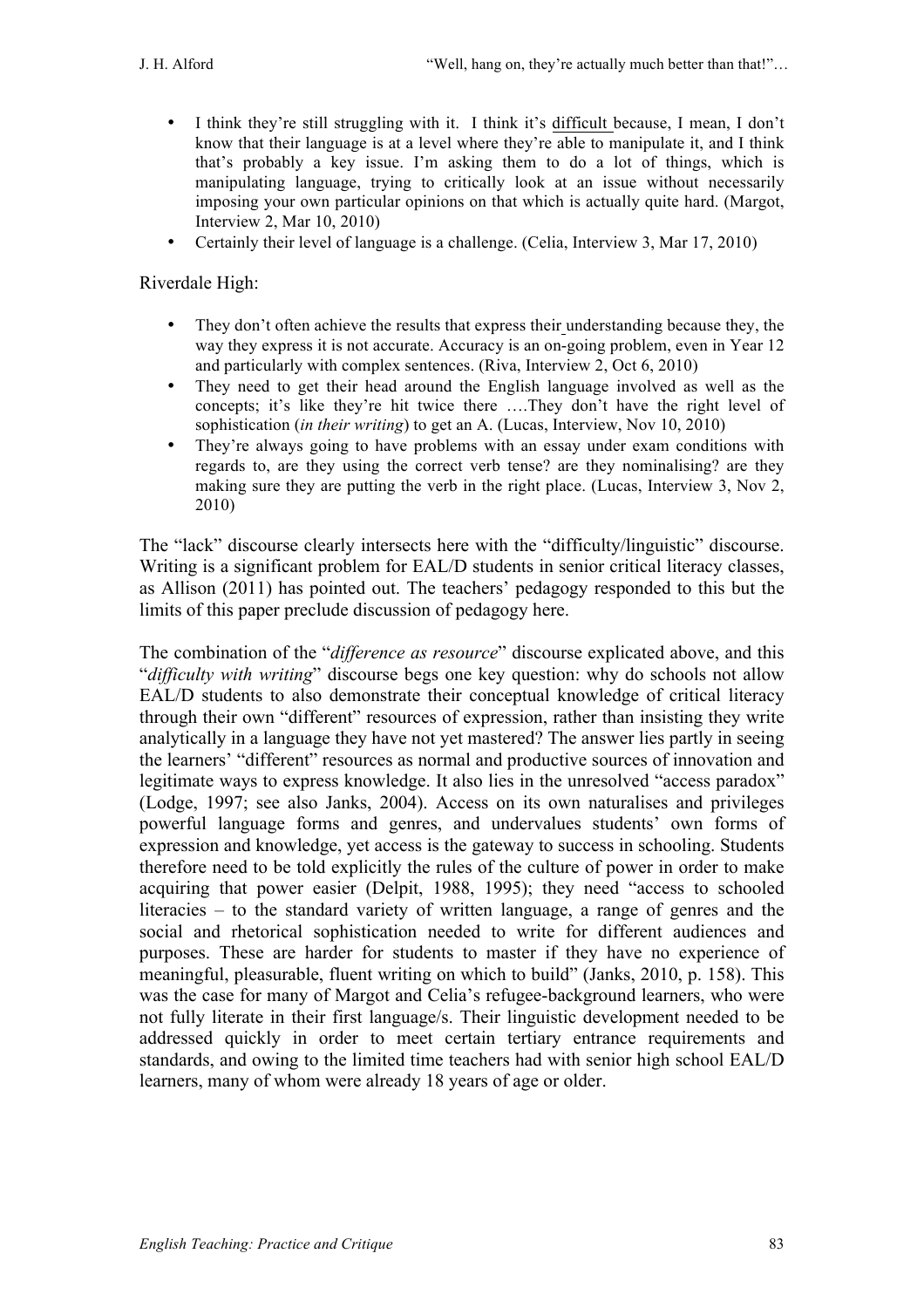- I think they're still struggling with it. I think it's difficult because, I mean, I don't know that their language is at a level where they're able to manipulate it, and I think that's probably a key issue. I'm asking them to do a lot of things, which is manipulating language, trying to critically look at an issue without necessarily imposing your own particular opinions on that which is actually quite hard. (Margot, Interview 2, Mar 10, 2010)
- Certainly their level of language is a challenge. (Celia, Interview 3, Mar 17, 2010)

Riverdale High:

- They don't often achieve the results that express their understanding because they, the way they express it is not accurate. Accuracy is an on-going problem, even in Year 12 and particularly with complex sentences. (Riva, Interview 2, Oct 6, 2010)
- They need to get their head around the English language involved as well as the concepts; it's like they're hit twice there ….They don't have the right level of sophistication (*in their writing*) to get an A. (Lucas, Interview, Nov 10, 2010)
- They're always going to have problems with an essay under exam conditions with regards to, are they using the correct verb tense? are they nominalising? are they making sure they are putting the verb in the right place. (Lucas, Interview 3, Nov 2, 2010)

The "lack" discourse clearly intersects here with the "difficulty/linguistic" discourse. Writing is a significant problem for EAL/D students in senior critical literacy classes, as Allison (2011) has pointed out. The teachers' pedagogy responded to this but the limits of this paper preclude discussion of pedagogy here.

The combination of the "*difference as resource*" discourse explicated above, and this "*difficulty with writing*" discourse begs one key question: why do schools not allow EAL/D students to also demonstrate their conceptual knowledge of critical literacy through their own "different" resources of expression, rather than insisting they write analytically in a language they have not yet mastered? The answer lies partly in seeing the learners' "different" resources as normal and productive sources of innovation and legitimate ways to express knowledge. It also lies in the unresolved "access paradox" (Lodge, 1997; see also Janks, 2004). Access on its own naturalises and privileges powerful language forms and genres, and undervalues students' own forms of expression and knowledge, yet access is the gateway to success in schooling. Students therefore need to be told explicitly the rules of the culture of power in order to make acquiring that power easier (Delpit, 1988, 1995); they need "access to schooled literacies – to the standard variety of written language, a range of genres and the social and rhetorical sophistication needed to write for different audiences and purposes. These are harder for students to master if they have no experience of meaningful, pleasurable, fluent writing on which to build" (Janks, 2010, p. 158). This was the case for many of Margot and Celia's refugee-background learners, who were not fully literate in their first language/s. Their linguistic development needed to be addressed quickly in order to meet certain tertiary entrance requirements and standards, and owing to the limited time teachers had with senior high school EAL/D learners, many of whom were already 18 years of age or older.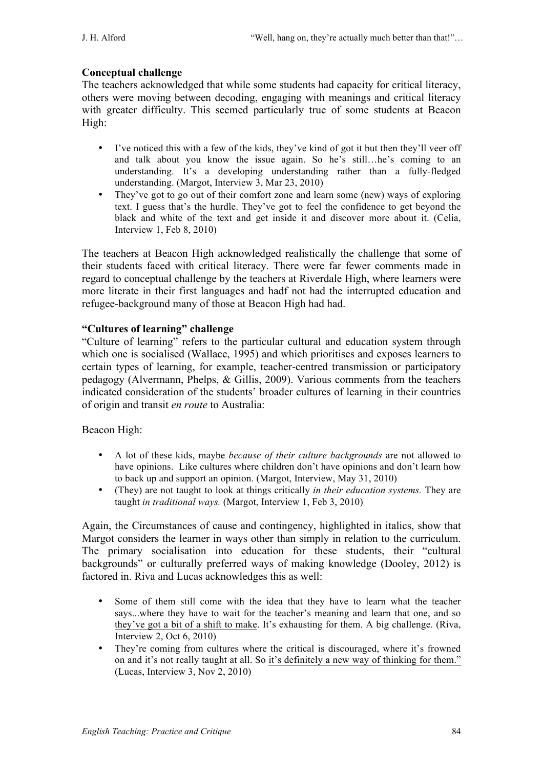**Conceptual challenge**

The teachers acknowledged that while some students had capacity for critical literacy, others were moving between decoding, engaging with meanings and critical literacy with greater difficulty. This seemed particularly true of some students at Beacon High:

- I've noticed this with a few of the kids, they've kind of got it but then they'll veer off and talk about you know the issue again. So he's still…he's coming to an understanding. It's a developing understanding rather than a fully-fledged understanding. (Margot, Interview 3, Mar 23, 2010)
- They've got to go out of their comfort zone and learn some (new) ways of exploring text. I guess that's the hurdle. They've got to feel the confidence to get beyond the black and white of the text and get inside it and discover more about it. (Celia, Interview 1, Feb 8, 2010)

The teachers at Beacon High acknowledged realistically the challenge that some of their students faced with critical literacy. There were far fewer comments made in regard to conceptual challenge by the teachers at Riverdale High, where learners were more literate in their first languages and hadf not had the interrupted education and refugee-background many of those at Beacon High had had.

**"Cultures of learning" challenge**

"Culture of learning" refers to the particular cultural and education system through which one is socialised (Wallace, 1995) and which prioritises and exposes learners to certain types of learning, for example, teacher-centred transmission or participatory pedagogy (Alvermann, Phelps, & Gillis, 2009). Various comments from the teachers indicated consideration of the students' broader cultures of learning in their countries of origin and transit *en route* to Australia:

Beacon High:

- A lot of these kids, maybe *because of their culture backgrounds* are not allowed to have opinions. Like cultures where children don't have opinions and don't learn how to back up and support an opinion. (Margot, Interview, May 31, 2010)
- (They) are not taught to look at things critically *in their education systems.* They are taught *in traditional ways.* (Margot, Interview 1, Feb 3, 2010)

Again, the Circumstances of cause and contingency, highlighted in italics, show that Margot considers the learner in ways other than simply in relation to the curriculum. The primary socialisation into education for these students, their "cultural backgrounds" or culturally preferred ways of making knowledge (Dooley, 2012) is factored in. Riva and Lucas acknowledges this as well:

- Some of them still come with the idea that they have to learn what the teacher says...where they have to wait for the teacher's meaning and learn that one, and <u>so they've got a bit of a shift to make</u>. It's exhausting for them. A big challenge. (Riva, Interview 2, Oct 6, 2010)
- They're coming from cultures where the critical is discouraged, where it's frowned on and it's not really taught at all. So <u>it's definitely a new way of thinking for them."</u> (Lucas, Interview 3, Nov 2, 2010)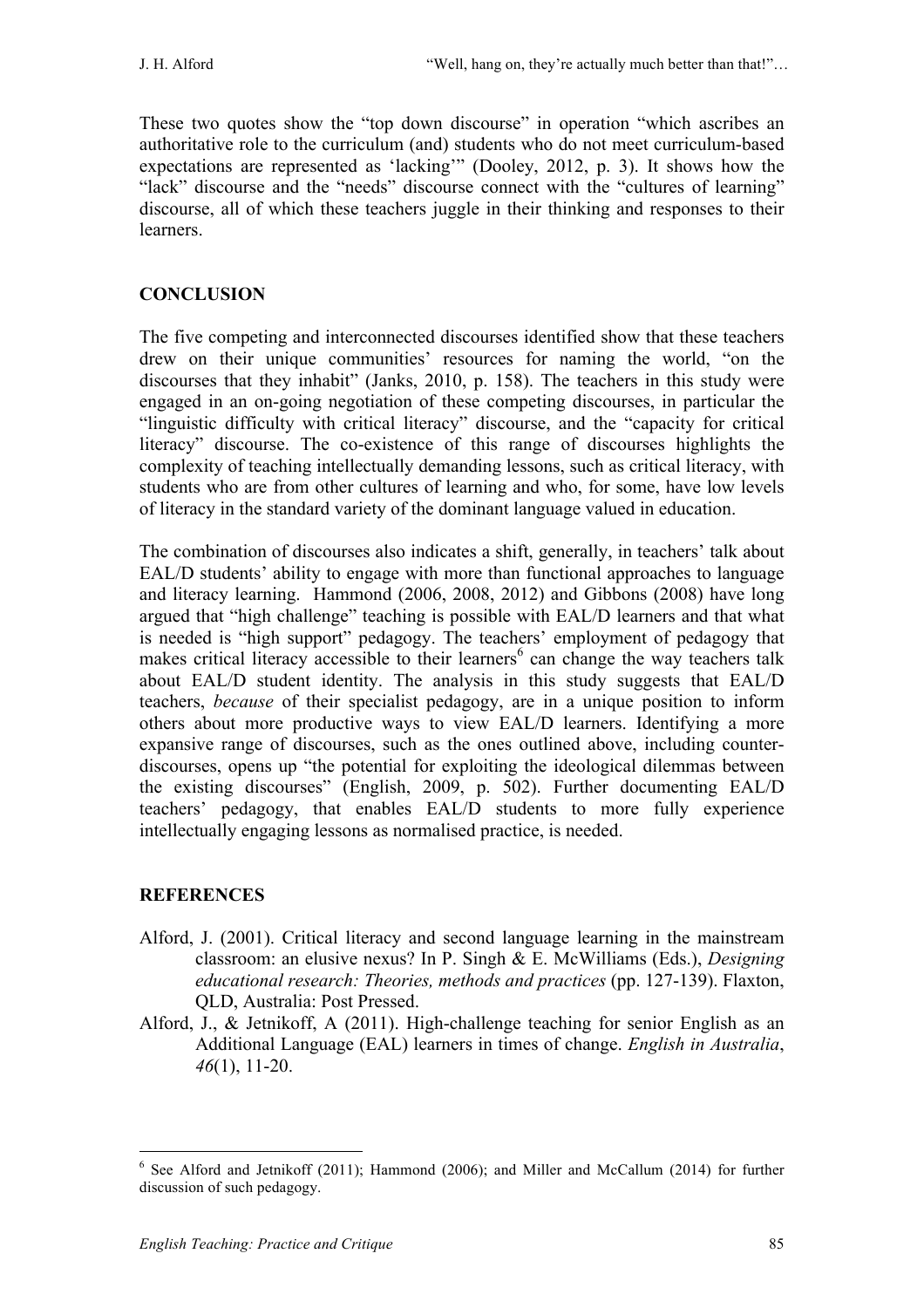These two quotes show the "top down discourse" in operation "which ascribes an authoritative role to the curriculum (and) students who do not meet curriculum-based expectations are represented as 'lacking'" (Dooley, 2012, p. 3). It shows how the "lack" discourse and the "needs" discourse connect with the "cultures of learning" discourse, all of which these teachers juggle in their thinking and responses to their learners.

## CONCLUSION

The five competing and interconnected discourses identified show that these teachers drew on their unique communities' resources for naming the world, "on the discourses that they inhabit" (Janks, 2010, p. 158). The teachers in this study were engaged in an on-going negotiation of these competing discourses, in particular the "linguistic difficulty with critical literacy" discourse, and the "capacity for critical literacy" discourse. The co-existence of this range of discourses highlights the complexity of teaching intellectually demanding lessons, such as critical literacy, with students who are from other cultures of learning and who, for some, have low levels of literacy in the standard variety of the dominant language valued in education.

The combination of discourses also indicates a shift, generally, in teachers' talk about EAL/D students' ability to engage with more than functional approaches to language and literacy learning. Hammond (2006, 2008, 2012) and Gibbons (2008) have long argued that "high challenge" teaching is possible with EAL/D learners and that what is needed is "high support" pedagogy. The teachers' employment of pedagogy that makes critical literacy accessible to their learners[6] can change the way teachers talk about EAL/D student identity. The analysis in this study suggests that EAL/D teachers, *because* of their specialist pedagogy, are in a unique position to inform others about more productive ways to view EAL/D learners. Identifying a more expansive range of discourses, such as the ones outlined above, including counter-discourses, opens up "the potential for exploiting the ideological dilemmas between the existing discourses" (English, 2009, p. 502). Further documenting EAL/D teachers' pedagogy, that enables EAL/D students to more fully experience intellectually engaging lessons as normalised practice, is needed.

## REFERENCES

Alford, J. (2001). Critical literacy and second language learning in the mainstream classroom: an elusive nexus? In P. Singh & E. McWilliams (Eds.), *Designing educational research: Theories, methods and practices* (pp. 127-139). Flaxton, QLD, Australia: Post Pressed.

Alford, J., & Jetnikoff, A (2011). High-challenge teaching for senior English as an Additional Language (EAL) learners in times of change. *English in Australia*, *46*(1), 11-20.

---

[6] See Alford and Jetnikoff (2011); Hammond (2006); and Miller and McCallum (2014) for further discussion of such pedagogy.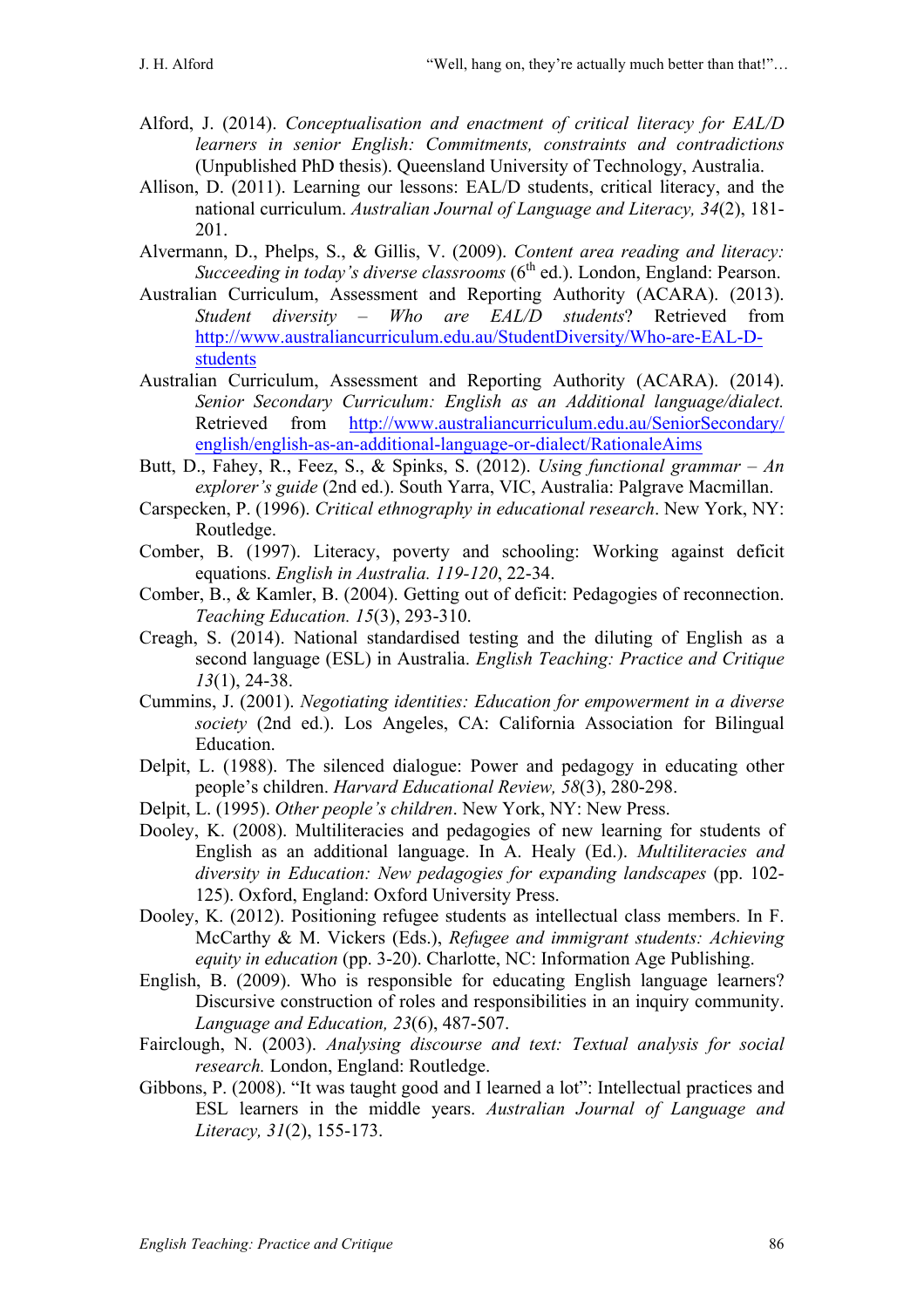Alford, J. (2014). *Conceptualisation and enactment of critical literacy for EAL/D learners in senior English: Commitments, constraints and contradictions* (Unpublished PhD thesis). Queensland University of Technology, Australia.

Allison, D. (2011). Learning our lessons: EAL/D students, critical literacy, and the national curriculum. *Australian Journal of Language and Literacy, 34*(2), 181-201.

Alvermann, D., Phelps, S., & Gillis, V. (2009). *Content area reading and literacy: Succeeding in today's diverse classrooms* (6th ed.). London, England: Pearson.

Australian Curriculum, Assessment and Reporting Authority (ACARA). (2013). *Student diversity – Who are EAL/D students*? Retrieved from http://www.australiancurriculum.edu.au/StudentDiversity/Who-are-EAL-D-students

Australian Curriculum, Assessment and Reporting Authority (ACARA). (2014). *Senior Secondary Curriculum: English as an Additional language/dialect.* Retrieved from http://www.australiancurriculum.edu.au/SeniorSecondary/english/english-as-an-additional-language-or-dialect/RationaleAims

Butt, D., Fahey, R., Feez, S., & Spinks, S. (2012). *Using functional grammar – An explorer's guide* (2nd ed.). South Yarra, VIC, Australia: Palgrave Macmillan.

Carspecken, P. (1996). *Critical ethnography in educational research*. New York, NY: Routledge.

Comber, B. (1997). Literacy, poverty and schooling: Working against deficit equations. *English in Australia. 119-120*, 22-34.

Comber, B., & Kamler, B. (2004). Getting out of deficit: Pedagogies of reconnection. *Teaching Education. 15*(3), 293-310.

Creagh, S. (2014). National standardised testing and the diluting of English as a second language (ESL) in Australia. *English Teaching: Practice and Critique 13*(1), 24-38.

Cummins, J. (2001). *Negotiating identities: Education for empowerment in a diverse society* (2nd ed.). Los Angeles, CA: California Association for Bilingual Education.

Delpit, L. (1988). The silenced dialogue: Power and pedagogy in educating other people's children. *Harvard Educational Review, 58*(3), 280-298.

Delpit, L. (1995). *Other people's children*. New York, NY: New Press.

Dooley, K. (2008). Multiliteracies and pedagogies of new learning for students of English as an additional language. In A. Healy (Ed.). *Multiliteracies and diversity in Education: New pedagogies for expanding landscapes* (pp. 102-125). Oxford, England: Oxford University Press.

Dooley, K. (2012). Positioning refugee students as intellectual class members. In F. McCarthy & M. Vickers (Eds.), *Refugee and immigrant students: Achieving equity in education* (pp. 3-20). Charlotte, NC: Information Age Publishing.

English, B. (2009). Who is responsible for educating English language learners? Discursive construction of roles and responsibilities in an inquiry community. *Language and Education, 23*(6), 487-507.

Fairclough, N. (2003). *Analysing discourse and text: Textual analysis for social research.* London, England: Routledge.

Gibbons, P. (2008). "It was taught good and I learned a lot": Intellectual practices and ESL learners in the middle years. *Australian Journal of Language and Literacy, 31*(2), 155-173.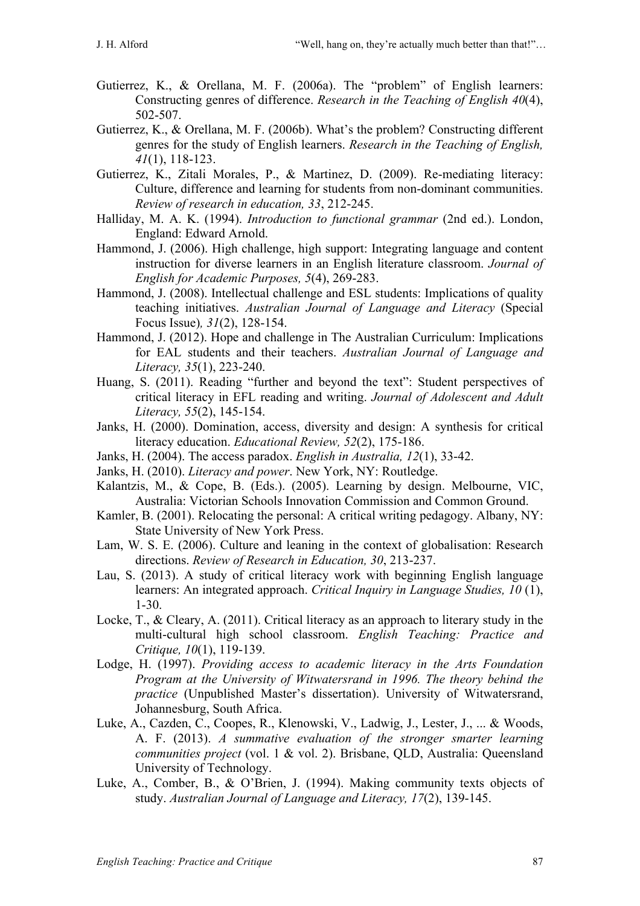Gutierrez, K., & Orellana, M. F. (2006a). The "problem" of English learners: Constructing genres of difference. *Research in the Teaching of English 40*(4), 502-507.

Gutierrez, K., & Orellana, M. F. (2006b). What's the problem? Constructing different genres for the study of English learners. *Research in the Teaching of English, 41*(1), 118-123.

Gutierrez, K., Zitali Morales, P., & Martinez, D. (2009). Re-mediating literacy: Culture, difference and learning for students from non-dominant communities. *Review of research in education, 33*, 212-245.

Halliday, M. A. K. (1994). *Introduction to functional grammar* (2nd ed.). London, England: Edward Arnold.

Hammond, J. (2006). High challenge, high support: Integrating language and content instruction for diverse learners in an English literature classroom. *Journal of English for Academic Purposes, 5*(4), 269-283.

Hammond, J. (2008). Intellectual challenge and ESL students: Implications of quality teaching initiatives. *Australian Journal of Language and Literacy* (Special Focus Issue)*, 31*(2), 128-154.

Hammond, J. (2012). Hope and challenge in The Australian Curriculum: Implications for EAL students and their teachers. *Australian Journal of Language and Literacy, 35*(1), 223-240.

Huang, S. (2011). Reading "further and beyond the text": Student perspectives of critical literacy in EFL reading and writing. *Journal of Adolescent and Adult Literacy, 55*(2), 145-154.

Janks, H. (2000). Domination, access, diversity and design: A synthesis for critical literacy education. *Educational Review, 52*(2), 175-186.

Janks, H. (2004). The access paradox. *English in Australia, 12*(1), 33-42.

Janks, H. (2010). *Literacy and power*. New York, NY: Routledge.

Kalantzis, M., & Cope, B. (Eds.). (2005). Learning by design. Melbourne, VIC, Australia: Victorian Schools Innovation Commission and Common Ground.

Kamler, B. (2001). Relocating the personal: A critical writing pedagogy. Albany, NY: State University of New York Press.

Lam, W. S. E. (2006). Culture and leaning in the context of globalisation: Research directions. *Review of Research in Education, 30*, 213-237.

Lau, S. (2013). A study of critical literacy work with beginning English language learners: An integrated approach. *Critical Inquiry in Language Studies, 10* (1), 1-30.

Locke, T., & Cleary, A. (2011). Critical literacy as an approach to literary study in the multi-cultural high school classroom. *English Teaching: Practice and Critique, 10*(1), 119-139.

Lodge, H. (1997). *Providing access to academic literacy in the Arts Foundation Program at the University of Witwatersrand in 1996. The theory behind the practice* (Unpublished Master's dissertation). University of Witwatersrand, Johannesburg, South Africa.

Luke, A., Cazden, C., Coopes, R., Klenowski, V., Ladwig, J., Lester, J., ... & Woods, A. F. (2013). *A summative evaluation of the stronger smarter learning communities project* (vol. 1 & vol. 2). Brisbane, QLD, Australia: Queensland University of Technology.

Luke, A., Comber, B., & O'Brien, J. (1994). Making community texts objects of study. *Australian Journal of Language and Literacy, 17*(2), 139-145.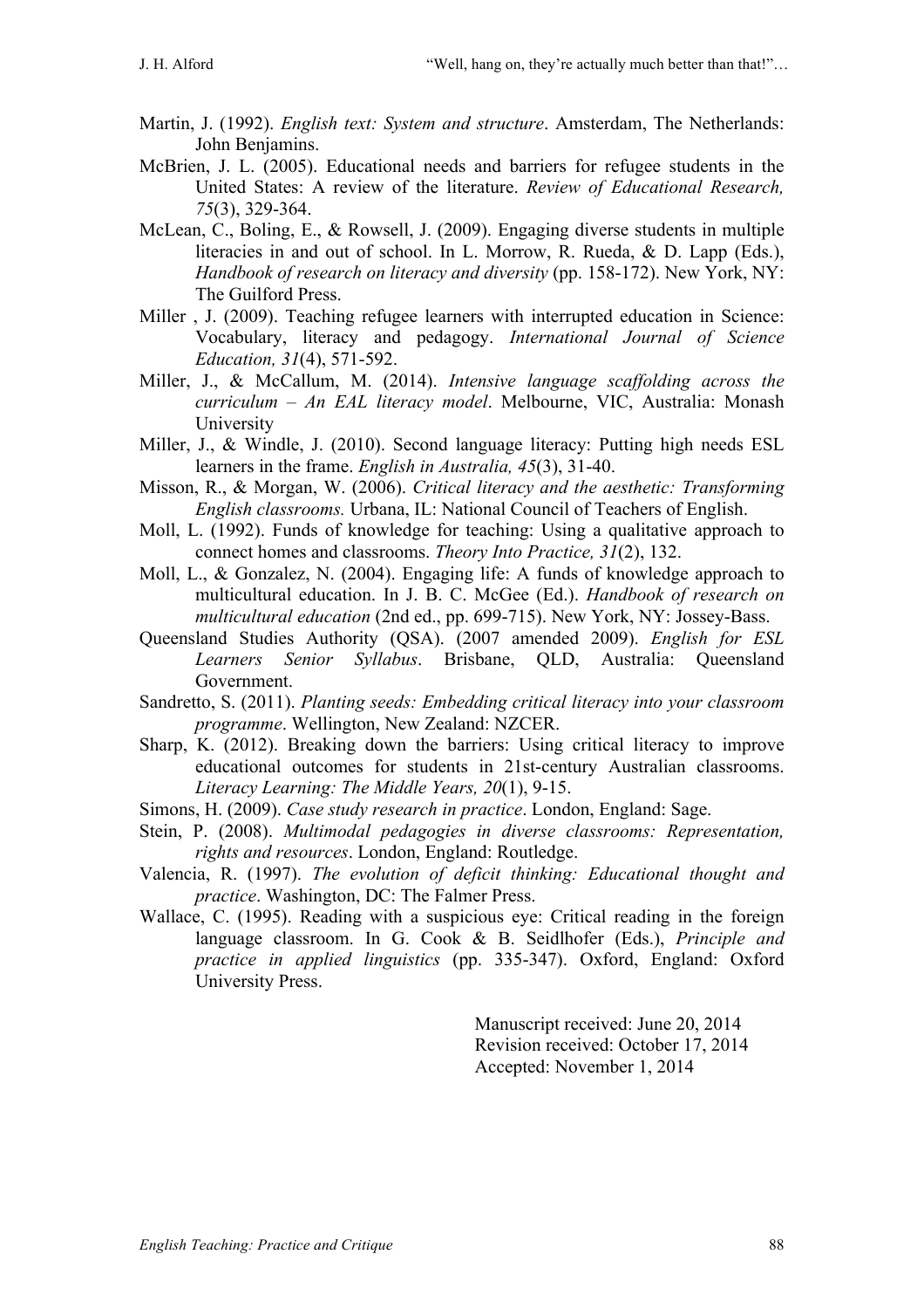Martin, J. (1992). *English text: System and structure*. Amsterdam, The Netherlands: John Benjamins.

McBrien, J. L. (2005). Educational needs and barriers for refugee students in the United States: A review of the literature. *Review of Educational Research, 75*(3), 329-364.

McLean, C., Boling, E., & Rowsell, J. (2009). Engaging diverse students in multiple literacies in and out of school. In L. Morrow, R. Rueda, & D. Lapp (Eds.), *Handbook of research on literacy and diversity* (pp. 158-172). New York, NY: The Guilford Press.

Miller , J. (2009). Teaching refugee learners with interrupted education in Science: Vocabulary, literacy and pedagogy. *International Journal of Science Education, 31*(4), 571-592.

Miller, J., & McCallum, M. (2014). *Intensive language scaffolding across the curriculum – An EAL literacy model*. Melbourne, VIC, Australia: Monash University

Miller, J., & Windle, J. (2010). Second language literacy: Putting high needs ESL learners in the frame. *English in Australia, 45*(3), 31-40.

Misson, R., & Morgan, W. (2006). *Critical literacy and the aesthetic: Transforming English classrooms.* Urbana, IL: National Council of Teachers of English.

Moll, L. (1992). Funds of knowledge for teaching: Using a qualitative approach to connect homes and classrooms. *Theory Into Practice, 31*(2), 132.

Moll, L., & Gonzalez, N. (2004). Engaging life: A funds of knowledge approach to multicultural education. In J. B. C. McGee (Ed.). *Handbook of research on multicultural education* (2nd ed., pp. 699-715). New York, NY: Jossey-Bass.

Queensland Studies Authority (QSA). (2007 amended 2009). *English for ESL Learners Senior Syllabus*. Brisbane, QLD, Australia: Queensland Government.

Sandretto, S. (2011). *Planting seeds: Embedding critical literacy into your classroom programme*. Wellington, New Zealand: NZCER.

Sharp, K. (2012). Breaking down the barriers: Using critical literacy to improve educational outcomes for students in 21st-century Australian classrooms. *Literacy Learning: The Middle Years, 20*(1), 9-15.

Simons, H. (2009). *Case study research in practice*. London, England: Sage.

Stein, P. (2008). *Multimodal pedagogies in diverse classrooms: Representation, rights and resources*. London, England: Routledge.

Valencia, R. (1997). *The evolution of deficit thinking: Educational thought and practice*. Washington, DC: The Falmer Press.

Wallace, C. (1995). Reading with a suspicious eye: Critical reading in the foreign language classroom. In G. Cook & B. Seidlhofer (Eds.), *Principle and practice in applied linguistics* (pp. 335-347). Oxford, England: Oxford University Press.

Manuscript received: June 20, 2014
Revision received: October 17, 2014
Accepted: November 1, 2014